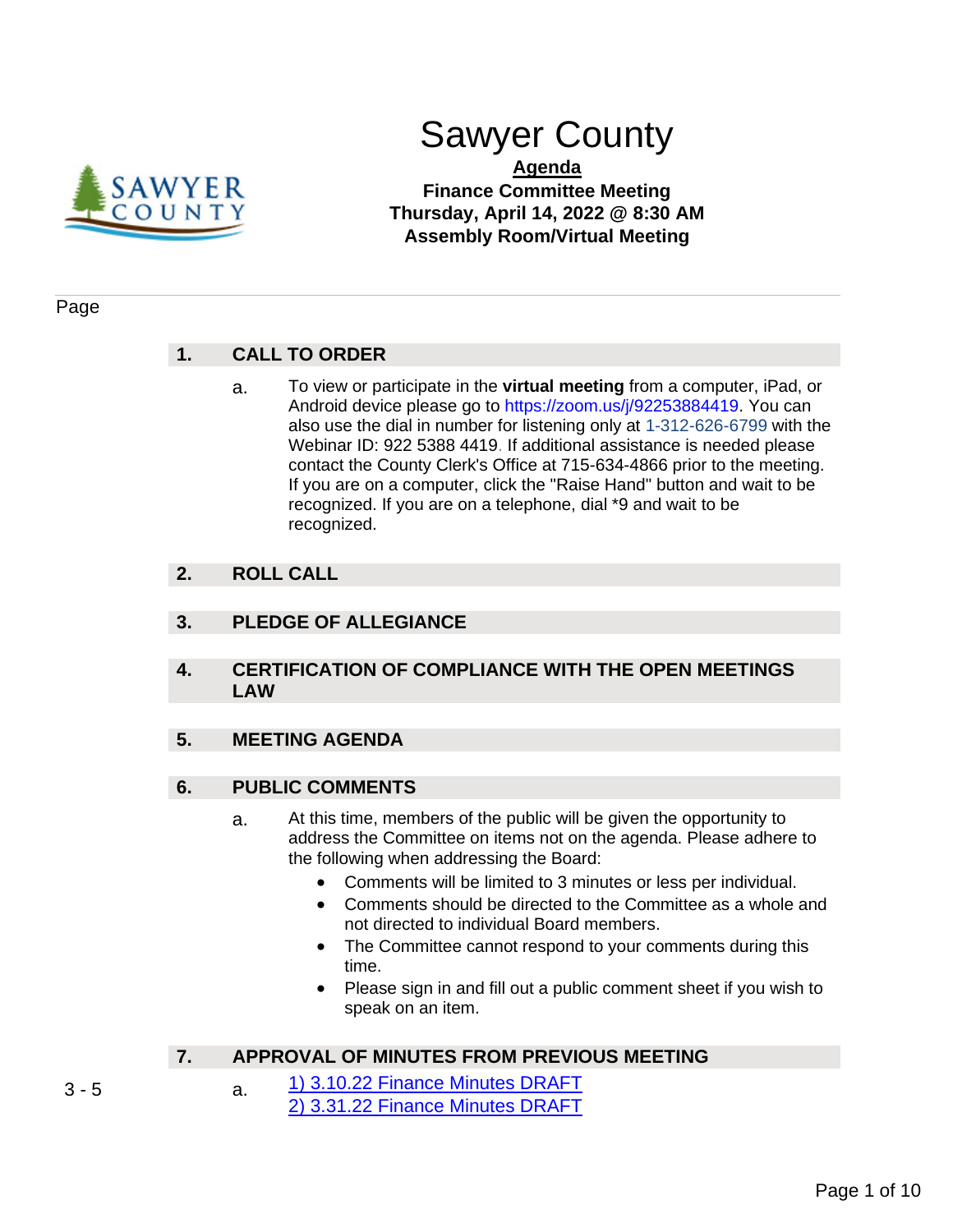# Sawyer County

**Agenda**

**Finance Committee Meeting**
**Thursday, April 14, 2022 @ 8:30 AM**
**Assembly Room/Virtual Meeting**

Page

## 1. CALL TO ORDER

a. To view or participate in the **virtual meeting** from a computer, iPad, or Android device please go to https://zoom.us/j/92253884419. You can also use the dial in number for listening only at 1-312-626-6799 with the Webinar ID: 922 5388 4419. If additional assistance is needed please contact the County Clerk's Office at 715-634-4866 prior to the meeting. If you are on a computer, click the "Raise Hand" button and wait to be recognized. If you are on a telephone, dial *9 and wait to be recognized.

## 2. ROLL CALL

## 3. PLEDGE OF ALLEGIANCE

## 4. CERTIFICATION OF COMPLIANCE WITH THE OPEN MEETINGS LAW

## 5. MEETING AGENDA

## 6. PUBLIC COMMENTS

a. At this time, members of the public will be given the opportunity to address the Committee on items not on the agenda. Please adhere to the following when addressing the Board:

- Comments will be limited to 3 minutes or less per individual.
- Comments should be directed to the Committee as a whole and not directed to individual Board members.
- The Committee cannot respond to your comments during this time.
- Please sign in and fill out a public comment sheet if you wish to speak on an item.

## 7. APPROVAL OF MINUTES FROM PREVIOUS MEETING

3 - 5 a. 1) 3.10.22 Finance Minutes DRAFT
2) 3.31.22 Finance Minutes DRAFT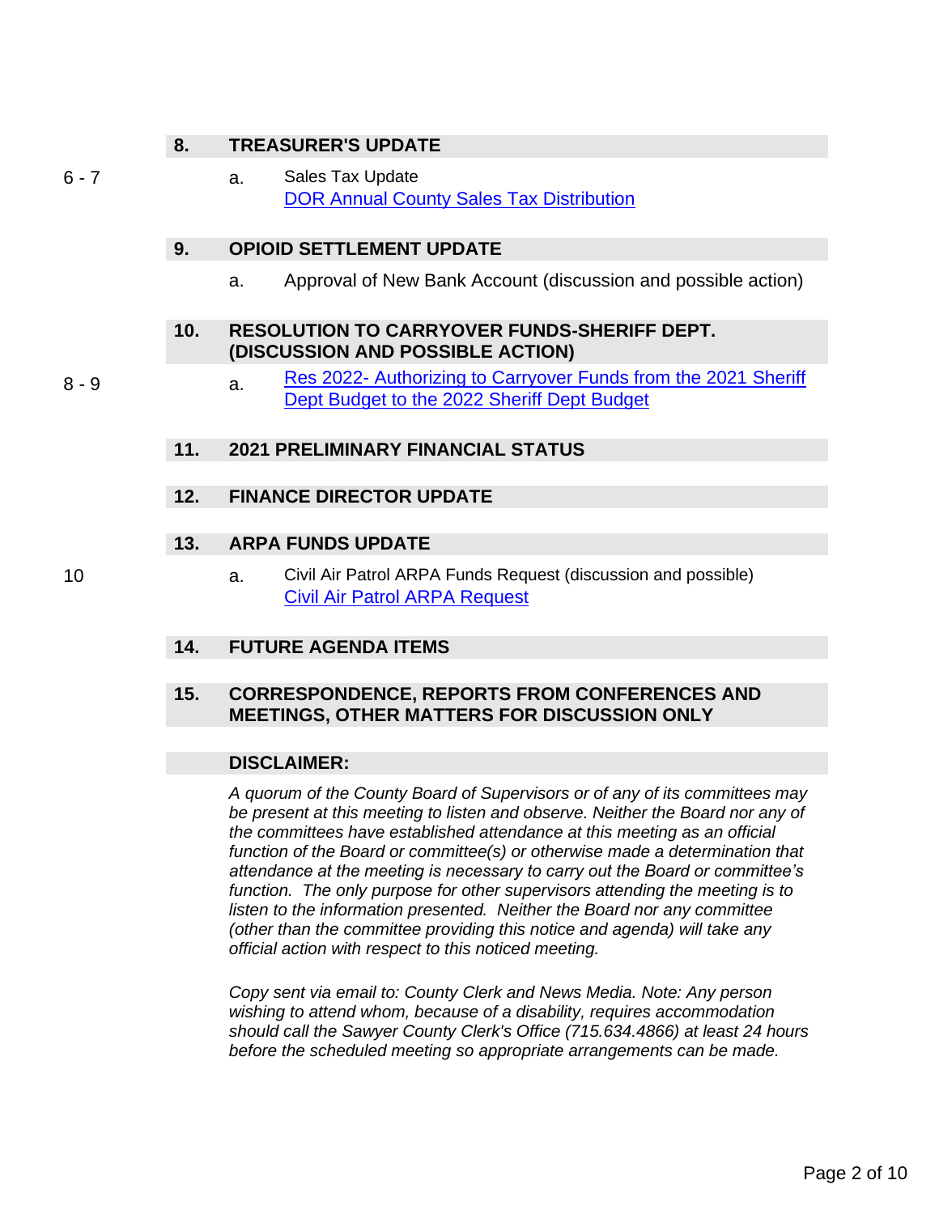## 8. TREASURER'S UPDATE

6 - 7

a. Sales Tax Update
DOR Annual County Sales Tax Distribution

## 9. OPIOID SETTLEMENT UPDATE

a. Approval of New Bank Account (discussion and possible action)

## 10. RESOLUTION TO CARRYOVER FUNDS-SHERIFF DEPT. (DISCUSSION AND POSSIBLE ACTION)

8 - 9

a. Res 2022- Authorizing to Carryover Funds from the 2021 Sheriff Dept Budget to the 2022 Sheriff Dept Budget

## 11. 2021 PRELIMINARY FINANCIAL STATUS

## 12. FINANCE DIRECTOR UPDATE

## 13. ARPA FUNDS UPDATE

10

a. Civil Air Patrol ARPA Funds Request (discussion and possible)
Civil Air Patrol ARPA Request

## 14. FUTURE AGENDA ITEMS

## 15. CORRESPONDENCE, REPORTS FROM CONFERENCES AND MEETINGS, OTHER MATTERS FOR DISCUSSION ONLY

## DISCLAIMER:

*A quorum of the County Board of Supervisors or of any of its committees may be present at this meeting to listen and observe. Neither the Board nor any of the committees have established attendance at this meeting as an official function of the Board or committee(s) or otherwise made a determination that attendance at the meeting is necessary to carry out the Board or committee's function. The only purpose for other supervisors attending the meeting is to listen to the information presented. Neither the Board nor any committee (other than the committee providing this notice and agenda) will take any official action with respect to this noticed meeting.*

*Copy sent via email to: County Clerk and News Media. Note: Any person wishing to attend whom, because of a disability, requires accommodation should call the Sawyer County Clerk's Office (715.634.4866) at least 24 hours before the scheduled meeting so appropriate arrangements can be made.*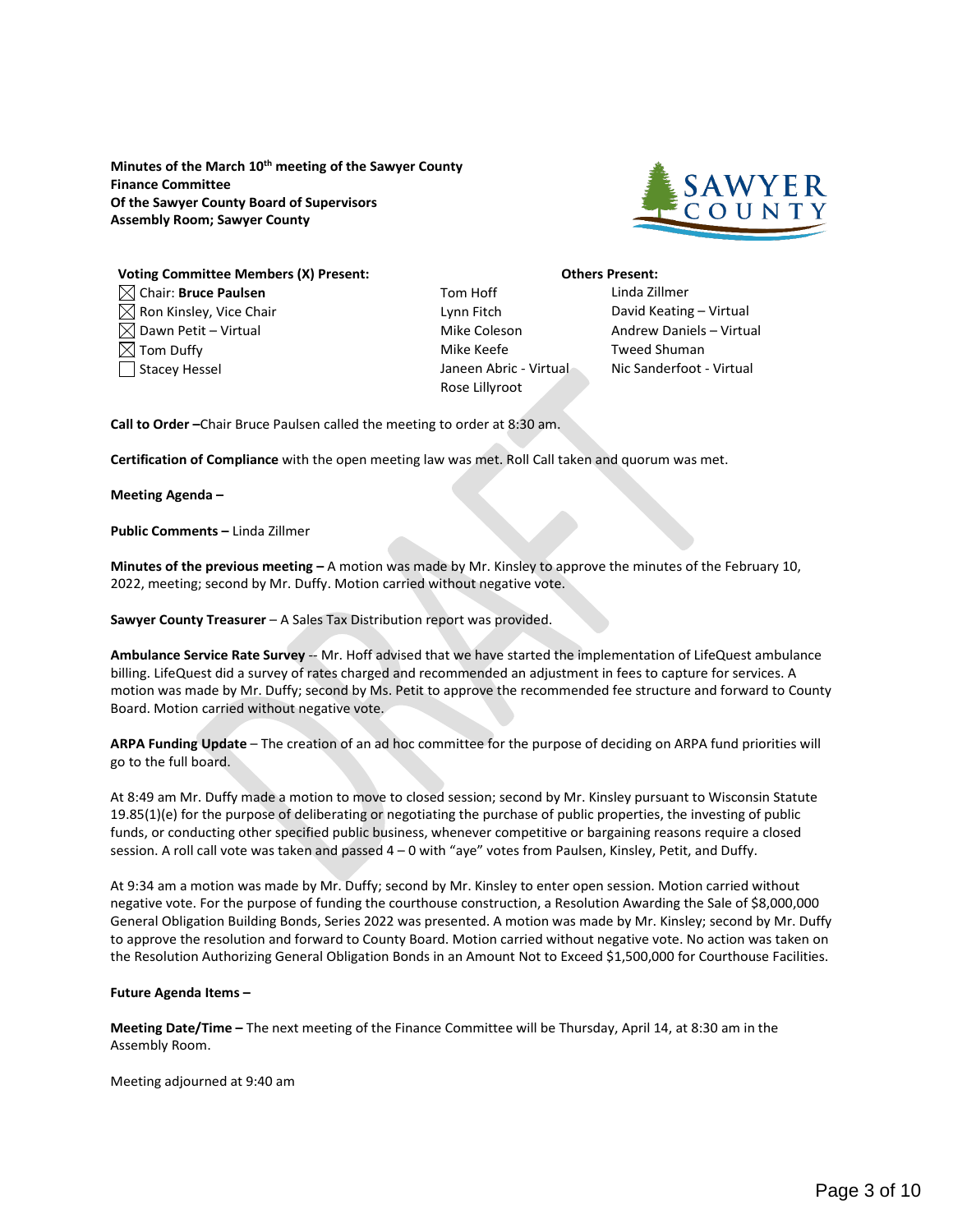**Minutes of the March 10th meeting of the Sawyer County Finance Committee Of the Sawyer County Board of Supervisors Assembly Room; Sawyer County**

| Voting Committee Members (X) Present: | | Others Present: |
|---|---|---|
| ☒ Chair: **Bruce Paulsen** | Tom Hoff | Linda Zillmer |
| ☒ Ron Kinsley, Vice Chair | Lynn Fitch | David Keating – Virtual |
| ☒ Dawn Petit – Virtual | Mike Coleson | Andrew Daniels – Virtual |
| ☒ Tom Duffy | Mike Keefe | Tweed Shuman |
| ☐ Stacey Hessel | Janeen Abric - Virtual | Nic Sanderfoot - Virtual |
| | Rose Lillyroot | |

**Call to Order –** Chair Bruce Paulsen called the meeting to order at 8:30 am.

**Certification of Compliance** with the open meeting law was met. Roll Call taken and quorum was met.

**Meeting Agenda –**

**Public Comments –** Linda Zillmer

**Minutes of the previous meeting –** A motion was made by Mr. Kinsley to approve the minutes of the February 10, 2022, meeting; second by Mr. Duffy. Motion carried without negative vote.

**Sawyer County Treasurer** – A Sales Tax Distribution report was provided.

**Ambulance Service Rate Survey** -- Mr. Hoff advised that we have started the implementation of LifeQuest ambulance billing. LifeQuest did a survey of rates charged and recommended an adjustment in fees to capture for services. A motion was made by Mr. Duffy; second by Ms. Petit to approve the recommended fee structure and forward to County Board. Motion carried without negative vote.

**ARPA Funding Update** – The creation of an ad hoc committee for the purpose of deciding on ARPA fund priorities will go to the full board.

At 8:49 am Mr. Duffy made a motion to move to closed session; second by Mr. Kinsley pursuant to Wisconsin Statute 19.85(1)(e) for the purpose of deliberating or negotiating the purchase of public properties, the investing of public funds, or conducting other specified public business, whenever competitive or bargaining reasons require a closed session. A roll call vote was taken and passed 4 – 0 with "aye" votes from Paulsen, Kinsley, Petit, and Duffy.

At 9:34 am a motion was made by Mr. Duffy; second by Mr. Kinsley to enter open session. Motion carried without negative vote. For the purpose of funding the courthouse construction, a Resolution Awarding the Sale of $8,000,000 General Obligation Building Bonds, Series 2022 was presented. A motion was made by Mr. Kinsley; second by Mr. Duffy to approve the resolution and forward to County Board. Motion carried without negative vote. No action was taken on the Resolution Authorizing General Obligation Bonds in an Amount Not to Exceed $1,500,000 for Courthouse Facilities.

**Future Agenda Items –**

**Meeting Date/Time –** The next meeting of the Finance Committee will be Thursday, April 14, at 8:30 am in the Assembly Room.

Meeting adjourned at 9:40 am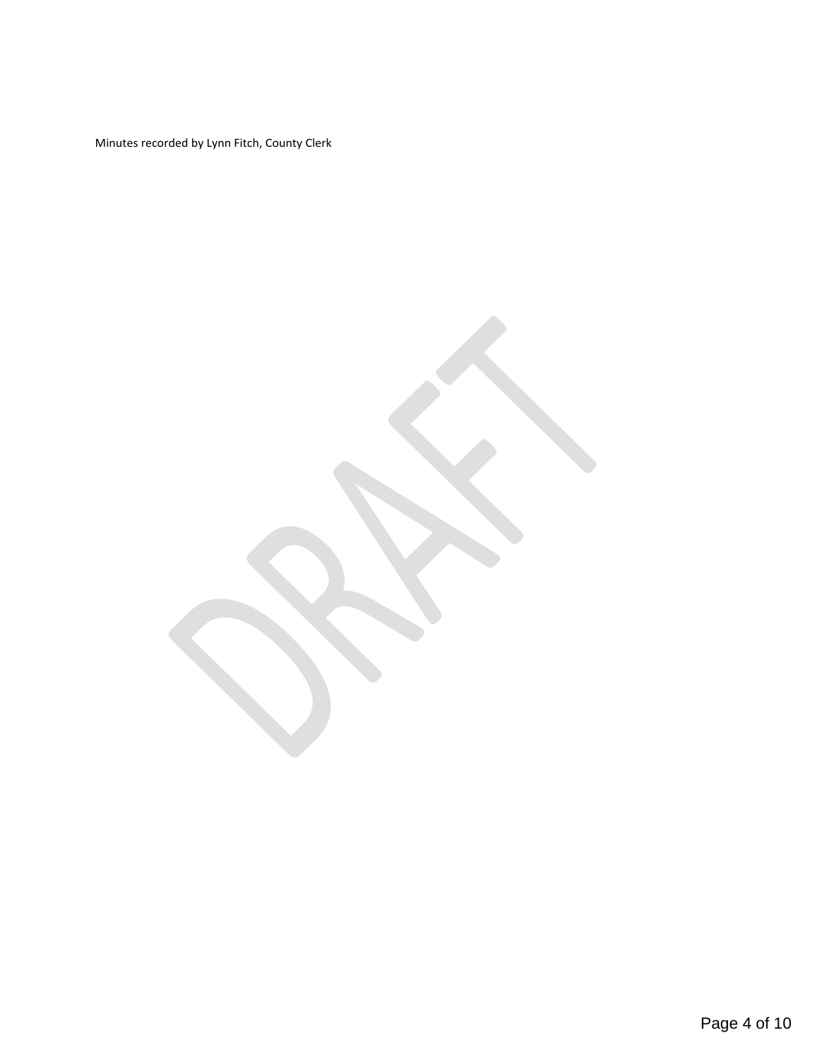Minutes recorded by Lynn Fitch, County Clerk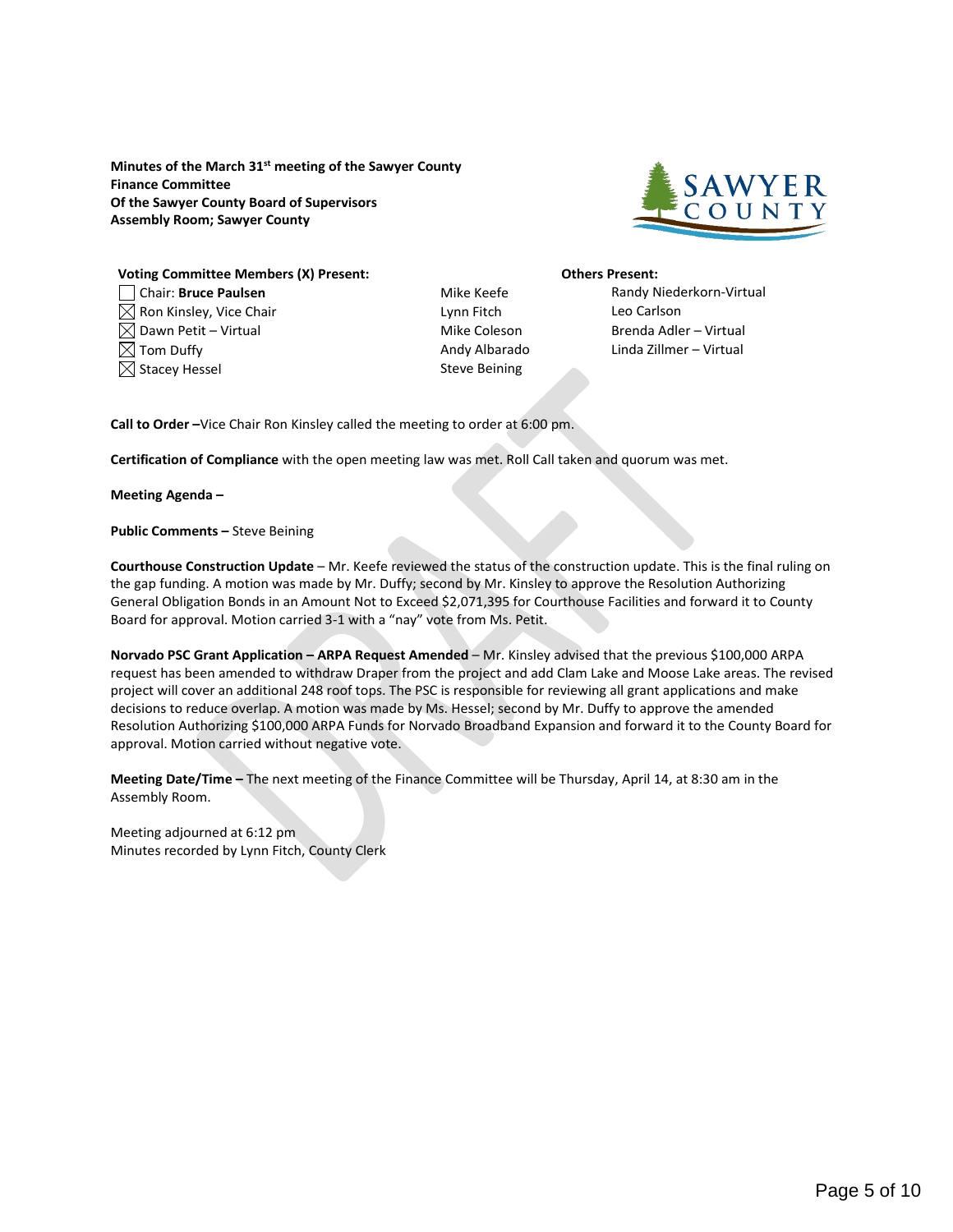**Minutes of the March 31st meeting of the Sawyer County Finance Committee**
**Of the Sawyer County Board of Supervisors**
**Assembly Room; Sawyer County**

**Voting Committee Members (X) Present:**

- ☐ Chair: **Bruce Paulsen**
- ☒ Ron Kinsley, Vice Chair
- ☒ Dawn Petit – Virtual
- ☒ Tom Duffy
- ☒ Stacey Hessel

**Others Present:**

Mike Keefe
Lynn Fitch
Mike Coleson
Andy Albarado
Steve Beining
Randy Niederkorn-Virtual
Leo Carlson
Brenda Adler – Virtual
Linda Zillmer – Virtual

**Call to Order –** Vice Chair Ron Kinsley called the meeting to order at 6:00 pm.

**Certification of Compliance** with the open meeting law was met. Roll Call taken and quorum was met.

**Meeting Agenda –**

**Public Comments –** Steve Beining

**Courthouse Construction Update** – Mr. Keefe reviewed the status of the construction update. This is the final ruling on the gap funding. A motion was made by Mr. Duffy; second by Mr. Kinsley to approve the Resolution Authorizing General Obligation Bonds in an Amount Not to Exceed $2,071,395 for Courthouse Facilities and forward it to County Board for approval. Motion carried 3-1 with a "nay" vote from Ms. Petit.

**Norvado PSC Grant Application – ARPA Request Amended** – Mr. Kinsley advised that the previous $100,000 ARPA request has been amended to withdraw Draper from the project and add Clam Lake and Moose Lake areas. The revised project will cover an additional 248 roof tops. The PSC is responsible for reviewing all grant applications and make decisions to reduce overlap. A motion was made by Ms. Hessel; second by Mr. Duffy to approve the amended Resolution Authorizing $100,000 ARPA Funds for Norvado Broadband Expansion and forward it to the County Board for approval. Motion carried without negative vote.

**Meeting Date/Time –** The next meeting of the Finance Committee will be Thursday, April 14, at 8:30 am in the Assembly Room.

Meeting adjourned at 6:12 pm
Minutes recorded by Lynn Fitch, County Clerk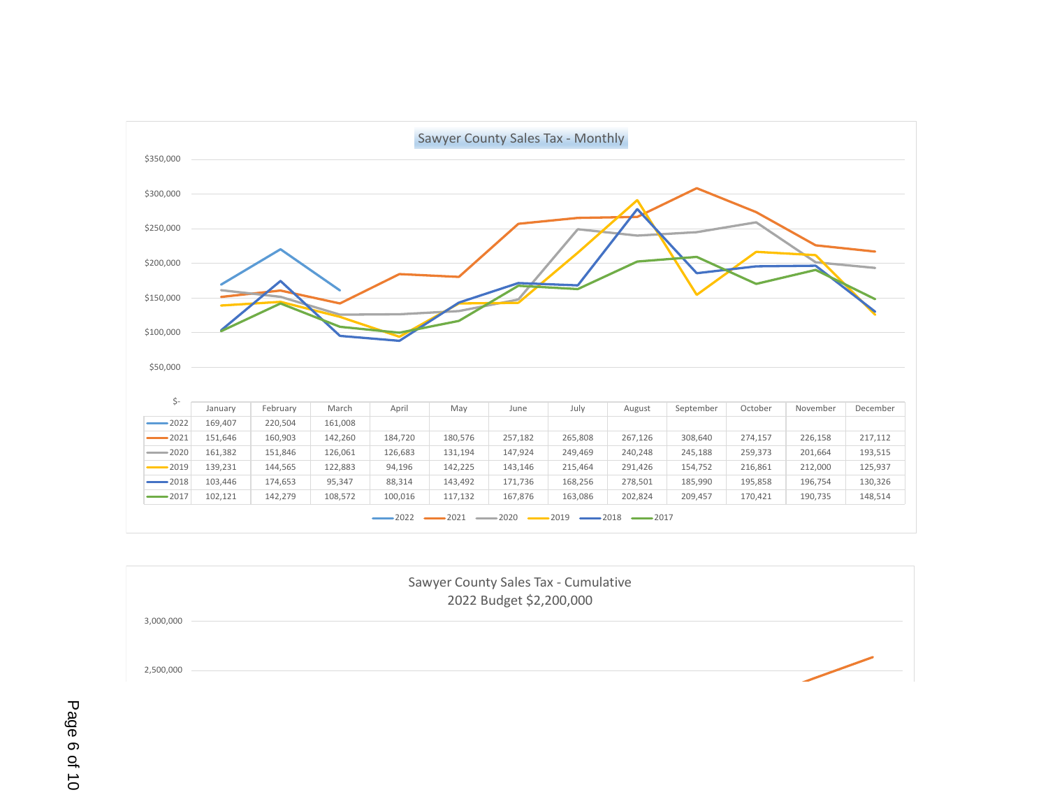## Sawyer County Sales Tax - Monthly

| | January | February | March | April | May | June | July | August | September | October | November | December |
|---|---|---|---|---|---|---|---|---|---|---|---|---|
| 2022 | 169,407 | 220,504 | 161,008 | | | | | | | | | |
| 2021 | 151,646 | 160,903 | 142,260 | 184,720 | 180,576 | 257,182 | 265,808 | 267,126 | 308,640 | 274,157 | 226,158 | 217,112 |
| 2020 | 161,382 | 151,846 | 126,061 | 126,683 | 131,194 | 147,924 | 249,469 | 240,248 | 245,188 | 259,373 | 201,664 | 193,515 |
| 2019 | 139,231 | 144,565 | 122,883 | 94,196 | 142,225 | 143,146 | 215,464 | 291,426 | 154,752 | 216,861 | 212,000 | 125,937 |
| 2018 | 103,446 | 174,653 | 95,347 | 88,314 | 143,492 | 171,736 | 168,256 | 278,501 | 185,990 | 195,858 | 196,754 | 130,326 |
| 2017 | 102,121 | 142,279 | 108,572 | 100,016 | 117,132 | 167,876 | 163,086 | 202,824 | 209,457 | 170,421 | 190,735 | 148,514 |

## Sawyer County Sales Tax - Cumulative

2022 Budget $2,200,000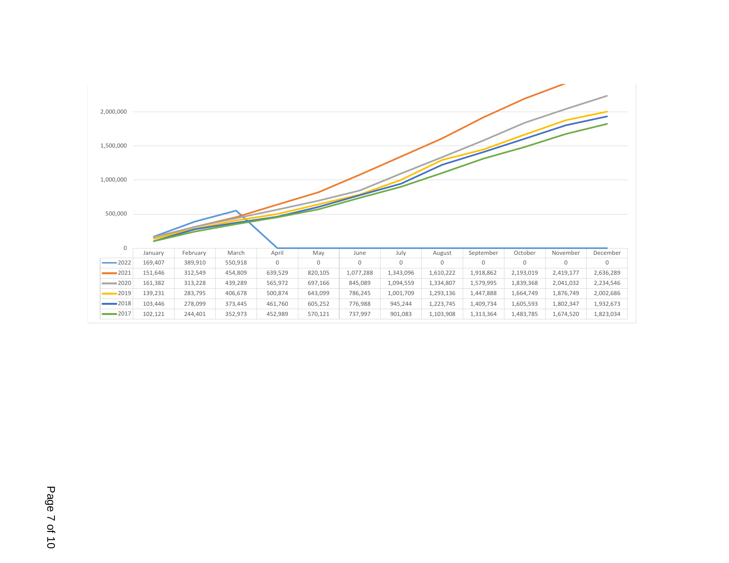| | January | February | March | April | May | June | July | August | September | October | November | December |
|---|---|---|---|---|---|---|---|---|---|---|---|---|
| 2022 | 169,407 | 389,910 | 550,918 | 0 | 0 | 0 | 0 | 0 | 0 | 0 | 0 | 0 |
| 2021 | 151,646 | 312,549 | 454,809 | 639,529 | 820,105 | 1,077,288 | 1,343,096 | 1,610,222 | 1,918,862 | 2,193,019 | 2,419,177 | 2,636,289 |
| 2020 | 161,382 | 313,228 | 439,289 | 565,972 | 697,166 | 845,089 | 1,094,559 | 1,334,807 | 1,579,995 | 1,839,368 | 2,041,032 | 2,234,546 |
| 2019 | 139,231 | 283,795 | 406,678 | 500,874 | 643,099 | 786,245 | 1,001,709 | 1,293,136 | 1,447,888 | 1,664,749 | 1,876,749 | 2,002,686 |
| 2018 | 103,446 | 278,099 | 373,445 | 461,760 | 605,252 | 776,988 | 945,244 | 1,223,745 | 1,409,734 | 1,605,593 | 1,802,347 | 1,932,673 |
| 2017 | 102,121 | 244,401 | 352,973 | 452,989 | 570,121 | 737,997 | 901,083 | 1,103,908 | 1,313,364 | 1,483,785 | 1,674,520 | 1,823,034 |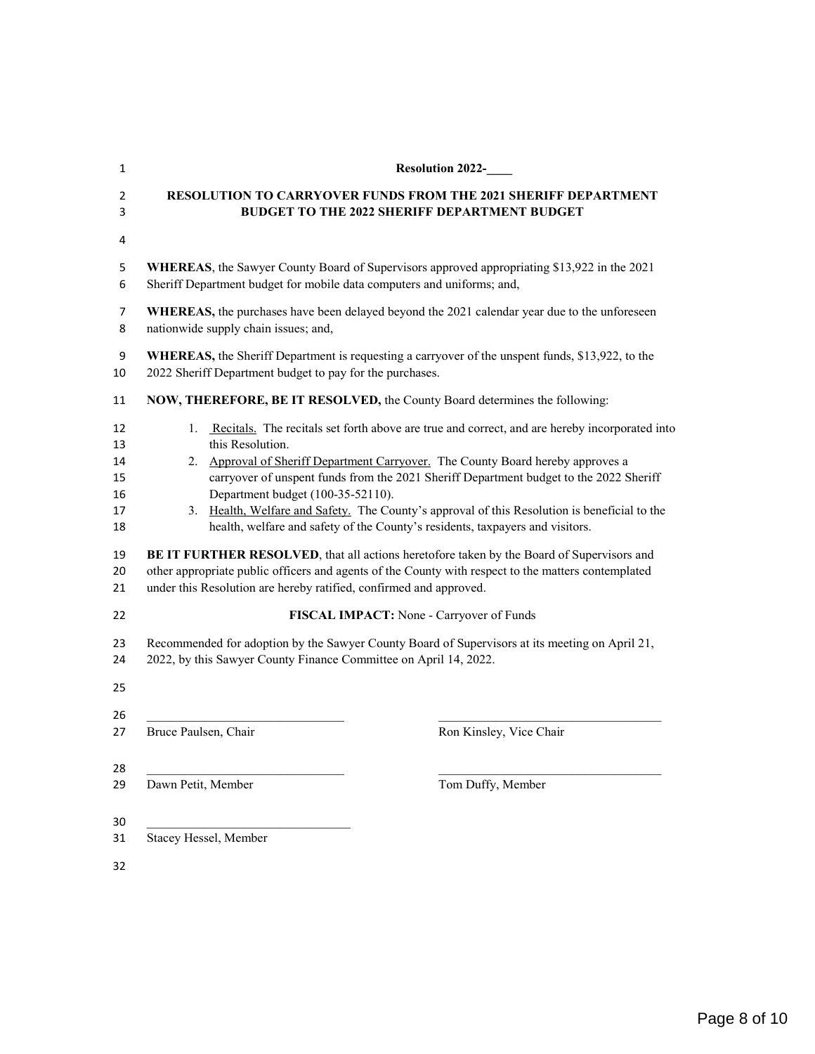**Resolution 2022-____**

## RESOLUTION TO CARRYOVER FUNDS FROM THE 2021 SHERIFF DEPARTMENT BUDGET TO THE 2022 SHERIFF DEPARTMENT BUDGET

**WHEREAS**, the Sawyer County Board of Supervisors approved appropriating $13,922 in the 2021 Sheriff Department budget for mobile data computers and uniforms; and,

**WHEREAS,** the purchases have been delayed beyond the 2021 calendar year due to the unforeseen nationwide supply chain issues; and,

**WHEREAS,** the Sheriff Department is requesting a carryover of the unspent funds, $13,922, to the 2022 Sheriff Department budget to pay for the purchases.

**NOW, THEREFORE, BE IT RESOLVED,** the County Board determines the following:

1. Recitals. The recitals set forth above are true and correct, and are hereby incorporated into this Resolution.
2. Approval of Sheriff Department Carryover. The County Board hereby approves a carryover of unspent funds from the 2021 Sheriff Department budget to the 2022 Sheriff Department budget (100-35-52110).
3. Health, Welfare and Safety. The County's approval of this Resolution is beneficial to the health, welfare and safety of the County's residents, taxpayers and visitors.

**BE IT FURTHER RESOLVED**, that all actions heretofore taken by the Board of Supervisors and other appropriate public officers and agents of the County with respect to the matters contemplated under this Resolution are hereby ratified, confirmed and approved.

**FISCAL IMPACT:** None - Carryover of Funds

Recommended for adoption by the Sawyer County Board of Supervisors at its meeting on April 21, 2022, by this Sawyer County Finance Committee on April 14, 2022.

\_\_\_\_\_\_\_\_\_\_\_\_\_\_\_\_\_\_\_\_\_\_\_\_\_\_\_\_\_\_
Bruce Paulsen, Chair

\_\_\_\_\_\_\_\_\_\_\_\_\_\_\_\_\_\_\_\_\_\_\_\_\_\_\_\_\_\_
Ron Kinsley, Vice Chair

\_\_\_\_\_\_\_\_\_\_\_\_\_\_\_\_\_\_\_\_\_\_\_\_\_\_\_\_\_\_
Dawn Petit, Member

\_\_\_\_\_\_\_\_\_\_\_\_\_\_\_\_\_\_\_\_\_\_\_\_\_\_\_\_\_\_
Tom Duffy, Member

\_\_\_\_\_\_\_\_\_\_\_\_\_\_\_\_\_\_\_\_\_\_\_\_\_\_\_\_\_\_
Stacey Hessel, Member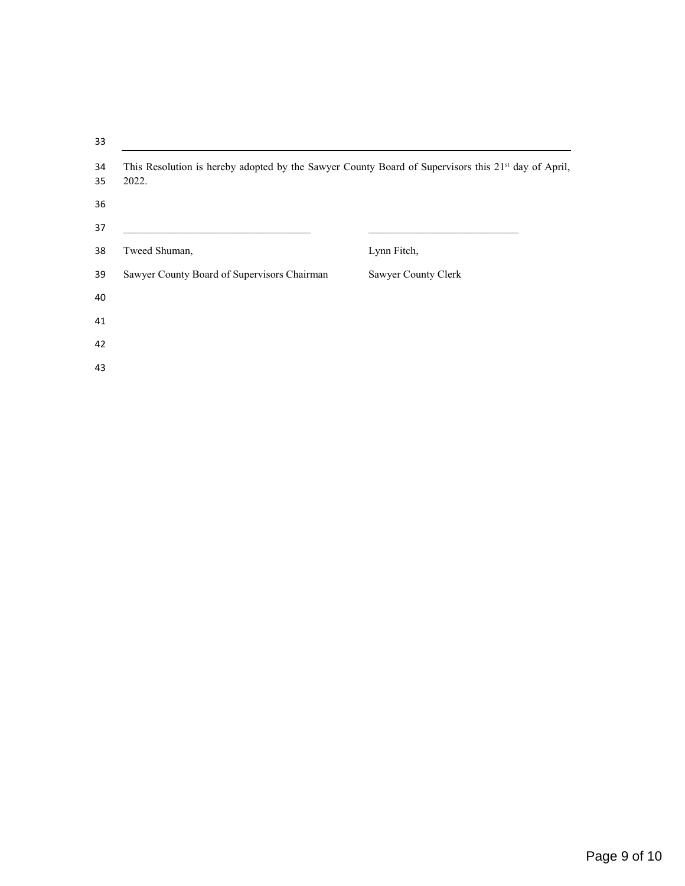---

This Resolution is hereby adopted by the Sawyer County Board of Supervisors this 21st day of April, 2022.

\_\_\_\_\_\_\_\_\_\_\_\_\_\_\_\_\_\_\_\_\_\_\_\_\_\_\_\_\_\_\_\_\_\_\_\_

Tweed Shuman,
Sawyer County Board of Supervisors Chairman

\_\_\_\_\_\_\_\_\_\_\_\_\_\_\_\_\_\_\_\_\_\_\_\_\_\_\_\_\_\_

Lynn Fitch,
Sawyer County Clerk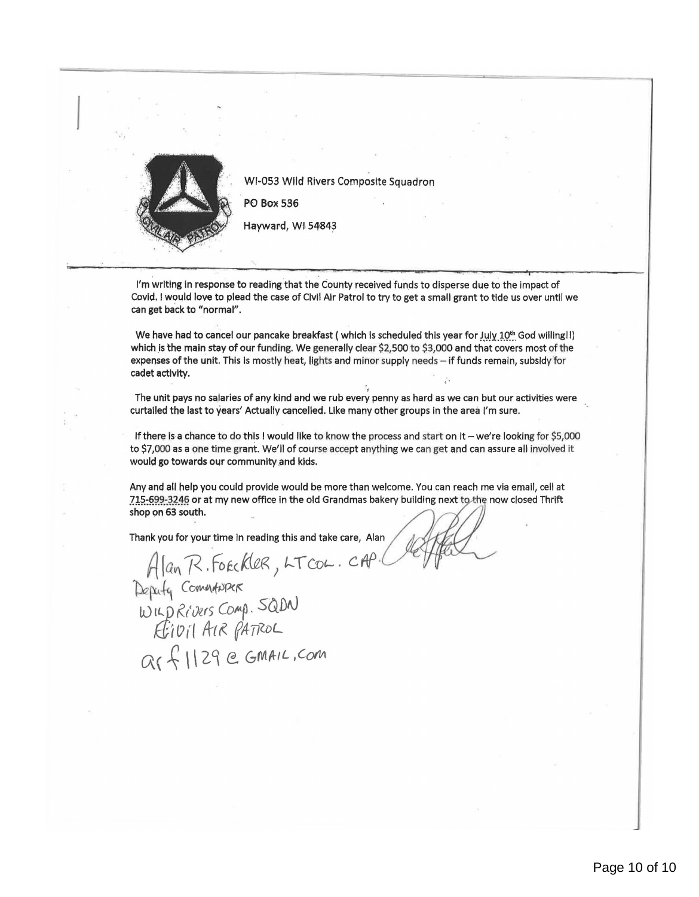WI-053 Wild Rivers Composite Squadron

PO Box 536

Hayward, WI 54843

I'm writing in response to reading that the County received funds to disperse due to the impact of Covid. I would love to plead the case of Civil Air Patrol to try to get a small grant to tide us over until we can get back to "normal".

We have had to cancel our pancake breakfast ( which is scheduled this year for July 10th God willing!!) which is the main stay of our funding. We generally clear $2,500 to $3,000 and that covers most of the expenses of the unit. This is mostly heat, lights and minor supply needs – if funds remain, subsidy for cadet activity.

The unit pays no salaries of any kind and we rub every penny as hard as we can but our activities were curtailed the last to years' Actually cancelled. Like many other groups in the area I'm sure.

If there is a chance to do this I would like to know the process and start on it – we're looking for $5,000 to $7,000 as a one time grant. We'll of course accept anything we can get and can assure all involved it would go towards our community and kids.

Any and all help you could provide would be more than welcome. You can reach me via email, cell at 715-699-3246 or at my new office in the old Grandmas bakery building next to the now closed Thrift shop on 63 south.

Thank you for your time in reading this and take care, Alan

Alan R. Foeckler, LT COL. CAP.
Deputy Commander
Wild Rivers Comp. SQDN
Civil Air Patrol
arf1129@gmail.com